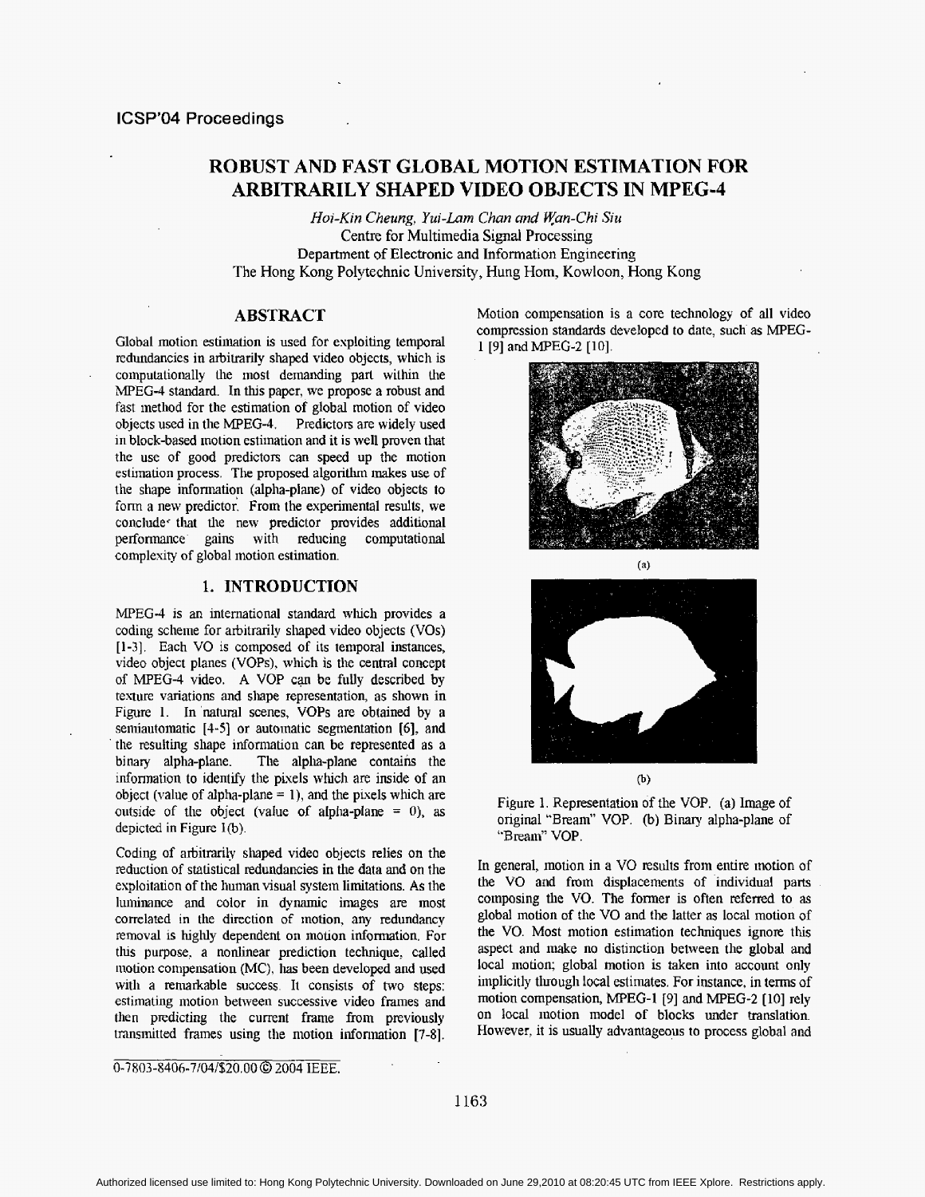# ROBUST AND FAST GLOBAL MOTION ESTIMATION FOR ARBITRARILY SHAPED VIDEO OBJECTS IN MPEG-4

*Hoi-Kin Cheung, Yui-Lam Chan and Wan-Chi Siu*
Centre for Multimedia Signal Processing
Department of Electronic and Information Engineering
The Hong Kong Polytechnic University, Hung Hom, Kowloon, Hong Kong

## ABSTRACT

Global motion estimation is used for exploiting temporal redundancies in arbitrarily shaped video objects, which is computationally the most demanding part within the MPEG-4 standard. In this paper, we propose a robust and fast method for the estimation of global motion of video objects used in the MPEG-4. Predictors are widely used in block-based motion estimation and it is well proven that the use of good predictors can speed up the motion estimation process. The proposed algorithm makes use of the shape information (alpha-plane) of video objects to form a new predictor. From the experimental results, we conclude that the new predictor provides additional performance gains with reducing computational complexity of global motion estimation.

## 1. INTRODUCTION

MPEG-4 is an international standard which provides a coding scheme for arbitrarily shaped video objects (VOs) [1-3]. Each VO is composed of its temporal instances, video object planes (VOPs), which is the central concept of MPEG-4 video. A VOP can be fully described by texture variations and shape representation, as shown in Figure 1. In natural scenes, VOPs are obtained by a semiautomatic [4-5] or automatic segmentation [6], and the resulting shape information can be represented as a binary alpha-plane. The alpha-plane contains the information to identify the pixels which are inside of an object (value of alpha-plane = 1), and the pixels which are outside of the object (value of alpha-plane = 0), as depicted in Figure 1(b).

Coding of arbitrarily shaped video objects relies on the reduction of statistical redundancies in the data and on the exploitation of the human visual system limitations. As the luminance and color in dynamic images are most correlated in the direction of motion, any redundancy removal is highly dependent on motion information. For this purpose, a nonlinear prediction technique, called motion compensation (MC), has been developed and used with a remarkable success. It consists of two steps: estimating motion between successive video frames and then predicting the current frame from previously transmitted frames using the motion information [7-8]. Motion compensation is a core technology of all video compression standards developed to date, such as MPEG-1 [9] and MPEG-2 [10].

(a)

(b)

Figure 1. Representation of the VOP. (a) Image of original "Bream" VOP. (b) Binary alpha-plane of "Bream" VOP.

In general, motion in a VO results from entire motion of the VO and from displacements of individual parts composing the VO. The former is often referred to as global motion of the VO and the latter as local motion of the VO. Most motion estimation techniques ignore this aspect and make no distinction between the global and local motion; global motion is taken into account only implicitly through local estimates. For instance, in terms of motion compensation, MPEG-1 [9] and MPEG-2 [10] rely on local motion model of blocks under translation. However, it is usually advantageous to process global and

0-7803-8406-7/04/$20.00 © 2004 IEEE.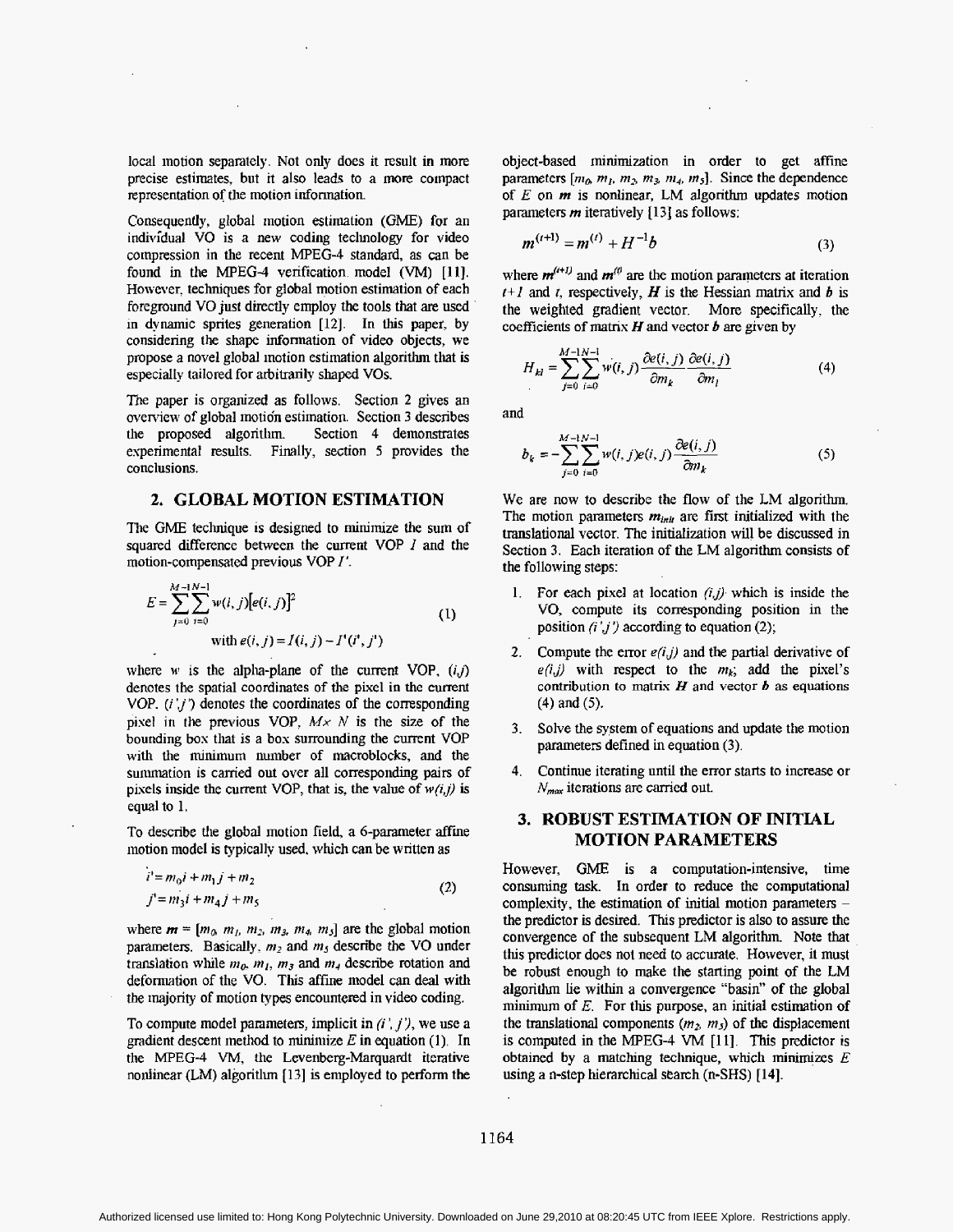local motion separately. Not only does it result in more precise estimates, but it also leads to a more compact representation of the motion information.

Consequently, global motion estimation (GME) for an individual VO is a new coding technology for video compression in the recent MPEG-4 standard, as can be found in the MPEG-4 verification model (VM) [11]. However, techniques for global motion estimation of each foreground VO just directly employ the tools that are used in dynamic sprites generation [12]. In this paper, by considering the shape information of video objects, we propose a novel global motion estimation algorithm that is especially tailored for arbitrarily shaped VOs.

The paper is organized as follows. Section 2 gives an overview of global motion estimation. Section 3 describes the proposed algorithm. Section 4 demonstrates experimental results. Finally, section 5 provides the conclusions.

## 2. GLOBAL MOTION ESTIMATION

The GME technique is designed to minimize the sum of squared difference between the current VOP $I$ and the motion-compensated previous VOP $I'$.

$$E = \sum_{j=0}^{M-1}\sum_{i=0}^{N-1} w(i,j)[e(i,j)]^2 \quad \text{with } e(i,j) = I(i,j) - I'(i',j') \tag{1}$$

where $w$ is the alpha-plane of the current VOP, $(i,j)$ denotes the spatial coordinates of the pixel in the current VOP. $(i',j')$ denotes the coordinates of the corresponding pixel in the previous VOP, $M \times N$ is the size of the bounding box that is a box surrounding the current VOP with the minimum number of macroblocks, and the summation is carried out over all corresponding pairs of pixels inside the current VOP, that is, the value of $w(i,j)$ is equal to 1.

To describe the global motion field, a 6-parameter affine motion model is typically used, which can be written as

$$\begin{aligned} i' &= m_0 i + m_1 j + m_2 \\ j' &= m_3 i + m_4 j + m_5 \end{aligned} \tag{2}$$

where $\boldsymbol{m} = [m_0, m_1, m_2, m_3, m_4, m_5]$ are the global motion parameters. Basically, $m_2$ and $m_5$ describe the VO under translation while $m_0$, $m_1$, $m_3$ and $m_4$ describe rotation and deformation of the VO. This affine model can deal with the majority of motion types encountered in video coding.

To compute model parameters, implicit in $(i',j')$, we use a gradient descent method to minimize $E$ in equation (1). In the MPEG-4 VM, the Levenberg-Marquardt iterative nonlinear (LM) algorithm [13] is employed to perform the object-based minimization in order to get affine parameters $[m_0, m_1, m_2, m_3, m_4, m_5]$. Since the dependence of $E$ on $\boldsymbol{m}$ is nonlinear, LM algorithm updates motion parameters $\boldsymbol{m}$ iteratively [13] as follows:

$$\boldsymbol{m}^{(t+1)} = \boldsymbol{m}^{(t)} + \boldsymbol{H}^{-1}\boldsymbol{b} \tag{3}$$

where $\boldsymbol{m}^{(t+1)}$ and $\boldsymbol{m}^{(t)}$ are the motion parameters at iteration $t+1$ and $t$, respectively, $\boldsymbol{H}$ is the Hessian matrix and $\boldsymbol{b}$ is the weighted gradient vector. More specifically, the coefficients of matrix $\boldsymbol{H}$ and vector $\boldsymbol{b}$ are given by

$$H_{kl} = \sum_{j=0}^{M-1}\sum_{i=0}^{N-1} w(i,j)\frac{\partial e(i,j)}{\partial m_k}\frac{\partial e(i,j)}{\partial m_l} \tag{4}$$

and

$$b_k = -\sum_{j=0}^{M-1}\sum_{i=0}^{N-1} w(i,j)e(i,j)\frac{\partial e(i,j)}{\partial m_k} \tag{5}$$

We are now to describe the flow of the LM algorithm. The motion parameters $\boldsymbol{m}_{init}$ are first initialized with the translational vector. The initialization will be discussed in Section 3. Each iteration of the LM algorithm consists of the following steps:

1. For each pixel at location $(i,j)$ which is inside the VO, compute its corresponding position in the position $(i',j')$ according to equation (2);
2. Compute the error $e(i,j)$ and the partial derivative of $e(i,j)$ with respect to the $m_k$; add the pixel's contribution to matrix $\boldsymbol{H}$ and vector $\boldsymbol{b}$ as equations (4) and (5).
3. Solve the system of equations and update the motion parameters defined in equation (3).
4. Continue iterating until the error starts to increase or $N_{max}$ iterations are carried out.

## 3. ROBUST ESTIMATION OF INITIAL MOTION PARAMETERS

However, GME is a computation-intensive, time consuming task. In order to reduce the computational complexity, the estimation of initial motion parameters – the predictor is desired. This predictor is also to assure the convergence of the subsequent LM algorithm. Note that this predictor does not need to accurate. However, it must be robust enough to make the starting point of the LM algorithm lie within a convergence "basin" of the global minimum of $E$. For this purpose, an initial estimation of the translational components $(m_2, m_5)$ of the displacement is computed in the MPEG-4 VM [11]. This predictor is obtained by a matching technique, which minimizes $E$ using a n-step hierarchical search (n-SHS) [14].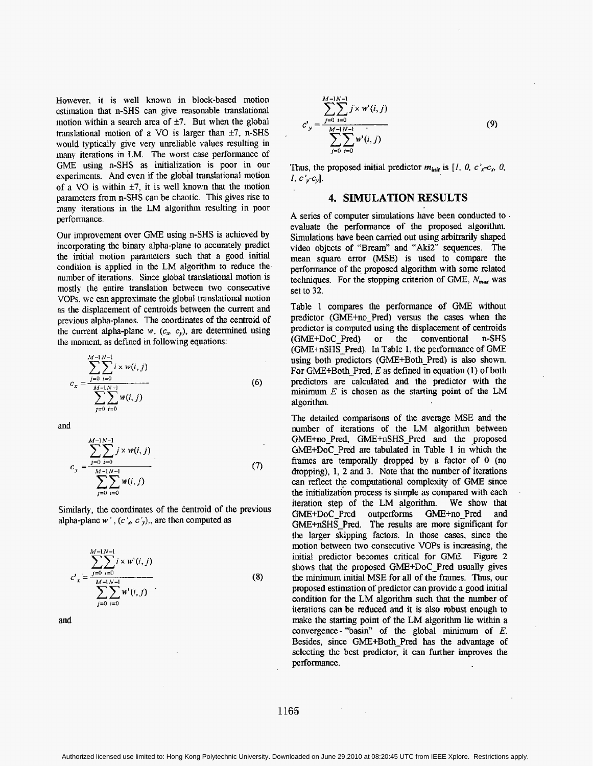However, it is well known in block-based motion estimation that n-SHS can give reasonable translational motion within a search area of ±7. But when the global translational motion of a VO is larger than ±7, n-SHS would typtically give very unreliable values resulting in many iterations in LM. The worst case performance of GME using n-SHS as initialization is poor in our experiments. And even if the global translational motion of a VO is within ±7, it is well known that the motion parameters from n-SHS can be chaotic. This gives rise to many iterations in the LM algorithm resulting in poor performance.

Our improvement over GME using n-SHS is achieved by incorporating the binary alpha-plane to accurately predict the initial motion parameters such that a good initial condition is applied in the LM algorithm to reduce the number of iterations. Since global translational motion is mostly the entire translation between two consecutive VOPs, we can approximate the global translational motion as the displacement of centroids between the current and previous alpha-planes. The coordinates of the centroid of the current alpha-plane $w$, $(c_x, c_y)$, are determined using the moment, as defined in following equations:

$$c_x = \frac{\sum_{j=0}^{M-1}\sum_{i=0}^{N-1} i \times w(i,j)}{\sum_{j=0}^{M-1}\sum_{i=0}^{N-1} w(i,j)} \tag{6}$$

and

$$c_y = \frac{\sum_{j=0}^{M-1}\sum_{i=0}^{N-1} j \times w(i,j)}{\sum_{j=0}^{M-1}\sum_{i=0}^{N-1} w(i,j)} \tag{7}$$

Similarly, the coordinates of the centroid of the previous alpha-plane $w'$, $(c'_x, c'_y)$, are then computed as

$$c'_x = \frac{\sum_{j=0}^{M-1}\sum_{i=0}^{N-1} i \times w'(i,j)}{\sum_{j=0}^{M-1}\sum_{i=0}^{N-1} w'(i,j)} \tag{8}$$

and

$$c'_y = \frac{\sum_{j=0}^{M-1}\sum_{i=0}^{N-1} j \times w'(i,j)}{\sum_{j=0}^{M-1}\sum_{i=0}^{N-1} w'(i,j)} \tag{9}$$

Thus, the proposed initial predictor $m_{init}$ is $[1,\ 0,\ c'_x-c_x,\ 0,\ 1,\ c'_y-c_y]$.

## 4. SIMULATION RESULTS

A series of computer simulations have been conducted to evaluate the performance of the proposed algorithm. Simulations have been carried out using arbitrarily shaped video objects of "Bream" and "Aki2" sequences. The mean square error (MSE) is used to compare the performance of the proposed algorithm with some related techniques. For the stopping criterion of GME, $N_{max}$ was set to 32.

Table 1 compares the performance of GME without predictor (GME+no_Pred) versus the cases when the predictor is computed using the displacement of centroids (GME+DoC_Pred) or the conventional n-SHS (GME+nSHS_Pred). In Table 1, the performance of GME using both predictors (GME+Both_Pred) is also shown. For GME+Both_Pred, $E$ as defined in equation (1) of both predictors are calculated and the predictor with the minimum $E$ is chosen as the starting point of the LM algorithm.

The detailed comparisons of the average MSE and the number of iterations of the LM algorithm between GME+no_Pred, GME+nSHS_Pred and the proposed GME+DoC_Pred are tabulated in Table 1 in which the frames are temporally dropped by a factor of 0 (no dropping), 1, 2 and 3. Note that the number of iterations can reflect the computational complexity of GME since the initialization process is simple as compared with each iteration step of the LM algorithm. We show that GME+DoC_Pred outperforms GME+no_Pred and GME+nSHS_Pred. The results are more significant for the larger skipping factors. In those cases, since the motion between two consecutive VOPs is increasing, the initial predictor becomes critical for GME. Figure 2 shows that the proposed GME+DoC_Pred usually gives the minimum initial MSE for all of the frames. Thus, our proposed estimation of predictor can provide a good initial condition for the LM algorithm such that the number of iterations can be reduced and it is also robust enough to make the starting point of the LM algorithm lie within a convergence- "basin" of the global minimum of $E$. Besides, since GME+Both_Pred has the advantage of selecting the best predictor, it can further improves the performance.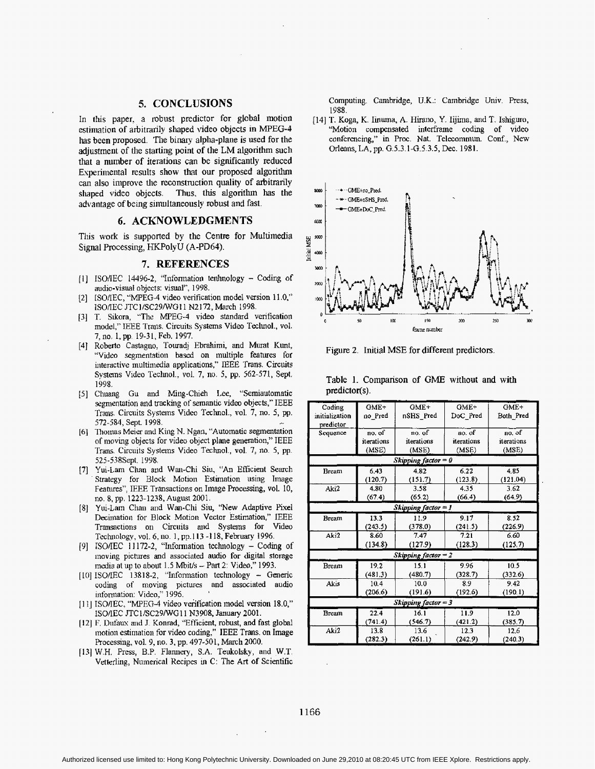## 5. CONCLUSIONS

In this paper, a robust predictor for global motion estimation of arbitrarily shaped video objects in MPEG-4 has been proposed. The binary alpha-plane is used for the adjustment of the starting point of the LM algorithm such that a number of iterations can be significantly reduced Experimental results show that our proposed algorithm can also improve the reconstruction quality of arbitrarily shaped video objects. Thus, this algorithm has the advantage of being simultaneously robust and fast.

## 6. ACKNOWLEDGMENTS

This work is supported by the Centre for Multimedia Signal Processing, HKPolyU (A-PD64).

## 7. REFERENCES

[1] ISO/IEC 14496-2, "Information tenhnology – Coding of audio-visual objects: visual", 1998.

[2] ISO/IEC, "MPEG-4 video verification model version 11.0," ISO/IEC JTC1/SC29/WG11 N2172, March 1998.

[3] T. Sikora, "The MPEG-4 video standard verification model," IEEE Trans. Circuits Systems Video Technol., vol. 7, no. 1, pp. 19-31, Feb. 1997.

[4] Roberto Castagno, Touradj Ebrahimi, and Murat Kunt, "Video segmentation based on multiple features for interactive multimedia applications," IEEE Trans. Circuits Systems Video Technol., vol. 7, no. 5, pp. 562-571, Sept. 1998.

[5] Chuang Gu and Ming-Chieh Lee, "Semiautomatic segmentation and tracking of semantic video objects," IEEE Trans. Circuits Systems Video Technol., vol. 7, no. 5, pp. 572-584, Sept. 1998.

[6] Thomas Meier and King N. Ngan, "Automatic segmentation of moving objects for video object plane generation," IEEE Trans. Circuits Systems Video Technol., vol. 7, no. 5, pp. 525-538Sept. 1998.

[7] Yui-Lam Chan and Wan-Chi Siu, "An Efficient Search Strategy for Block Motion Estimation using Image Features", IEEE Transactions on Image Processing, vol. 10, no. 8, pp. 1223-1238, August 2001.

[8] Yui-Lam Chan and Wan-Chi Siu, "New Adaptive Pixel Decimation for Block Motion Vector Estimation," IEEE Transactions on Circuits and Systems for Video Technology, vol. 6, no. 1, pp.113 -118, February 1996.

[9] ISO/IEC 11172-2, "Information technology – Coding of moving pictures and associated audio for digital storage media at up to about 1.5 Mbit/s – Part 2: Video," 1993.

[10] ISO/IEC 13818-2, "Information technology – Generic coding of moving pictures and associated audio information: Video," 1996.

[11] ISO/IEC, "MPEG-4 video verification model version 18.0," ISO/IEC JTC1/SC29/WG11 N3908, January 2001.

[12] F. Dufaux and J. Konrad, "Efficient, robust, and fast global motion estimation for video coding," IEEE Trans. on Image Processing, vol. 9, no. 3, pp. 497-501, March 2000.

[13] W.H. Press, B.P. Flannery, S.A. Teukolsky, and W.T. Vetterling, Numerical Recipes in C: The Art of Scientific Computing. Cambridge, U.K.: Cambridge Univ. Press, 1988.

[14] T. Koga, K. Iinuma, A. Hirano, Y. Iijima, and T. Ishiguro, "Motion compensated interframe coding of video conferencing," in Proc. Nat. Telecommun. Conf., New Orleans, LA, pp. G.5.3.1-G.5.3.5, Dec. 1981.

GME+no_Pred
GME+nSHS_Pred
GME+DoC_Pred
Initial MSE
frame number
0 50 100 150 200 250 300

Figure 2. Initial MSE for different predictors.

Table 1. Comparison of GME without and with predictor(s).

| Coding initialization predictor | GME+ no_Pred | GME+ nSHS_Pred | GME+ DoC_Pred | GME+ Both_Pred |
|---|---|---|---|---|
| Sequence | no. of iterations (MSE) | no. of iterations (MSE) | no. of iterations (MSE) | no. of iterations (MSE) |
| *Skipping factor = 0* | | | | |
| Bream | 6.43 (120.7) | 4.82 (151.7) | 6.22 (123.8) | 4.85 (121.04) |
| Aki2 | 4.80 (67.4) | 3.58 (65.2) | 4.35 (66.4) | 3.62 (64.9) |
| *Skipping factor = 1* | | | | |
| Bream | 13.3 (243.5) | 11.9 (378.0) | 9.17 (241.5) | 8.52 (226.9) |
| Aki2 | 8.60 (134.8) | 7.47 (127.9) | 7.21 (128.3) | 6.60 (125.7) |
| *Skipping factor = 2* | | | | |
| Bream | 19.2 (481.3) | 15.1 (480.7) | 9.96 (328.7) | 10.5 (332.6) |
| Akis | 10.4 (206.6) | 10.0 (191.6) | 8.9 (192.6) | 9.42 (190.1) |
| *Skipping factor = 3* | | | | |
| Bream | 22.4 (741.4) | 16.1 (546.7) | 11.9 (421.2) | 12.0 (385.7) |
| Aki2 | 13.8 (282.3) | 13.6 (261.1) | 12.3 (242.9) | 12.6 (240.3) |